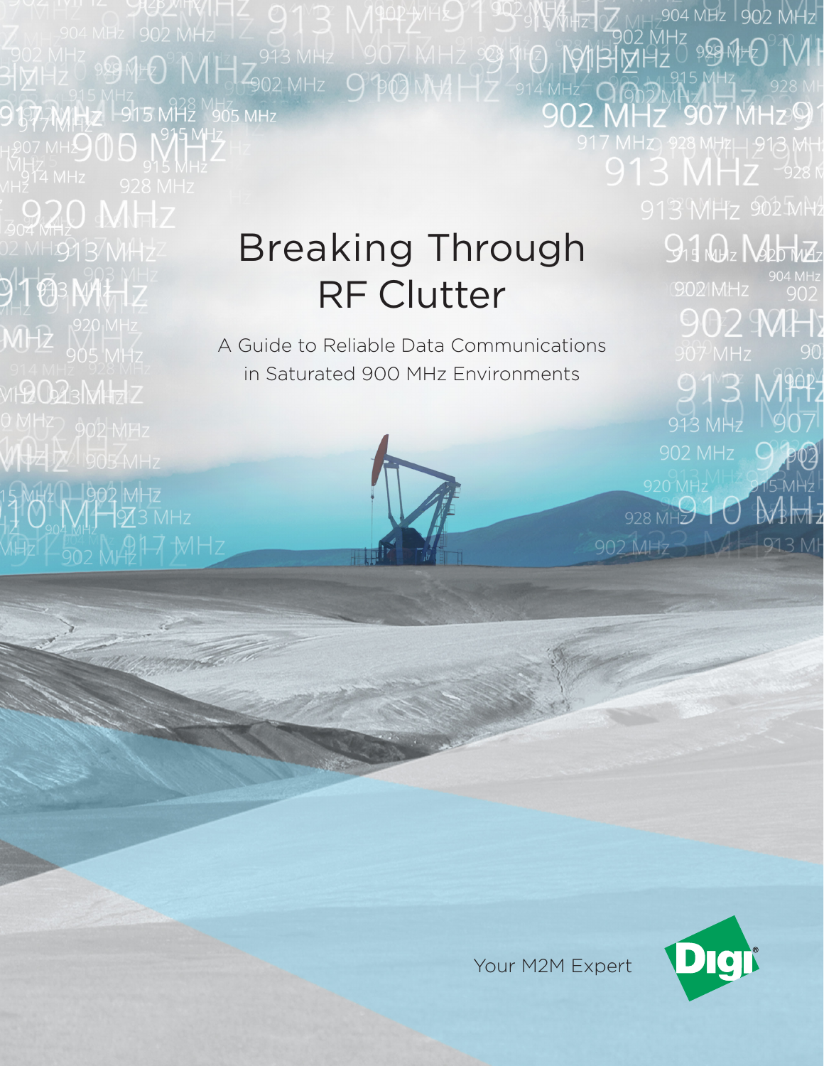# Breaking Through RF Clutter

A Guide to Reliable Data Communications in Saturated 900 MHz Environments

Your M2M Expert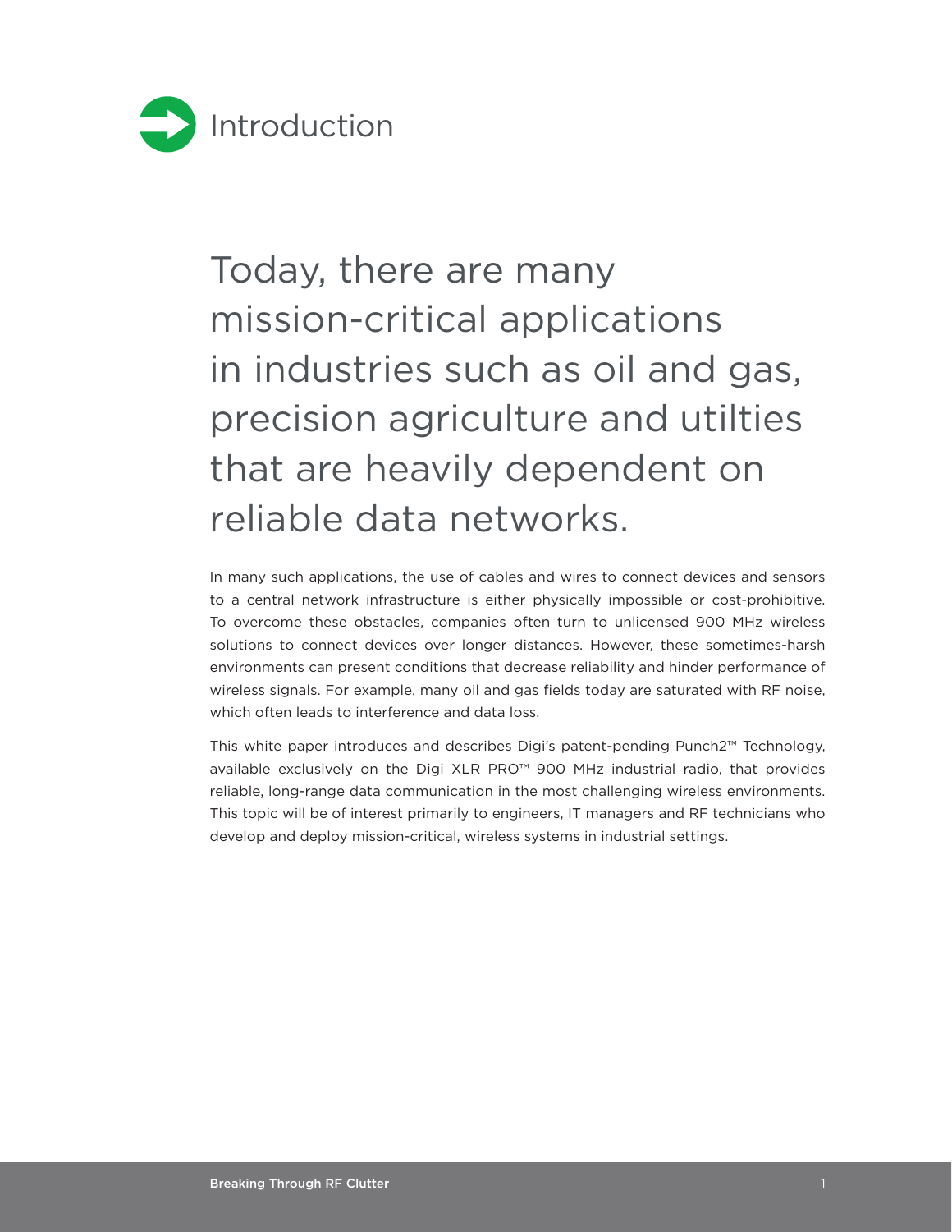# Introduction

## Today, there are many mission-critical applications in industries such as oil and gas, precision agriculture and utilties that are heavily dependent on reliable data networks.

In many such applications, the use of cables and wires to connect devices and sensors to a central network infrastructure is either physically impossible or cost-prohibitive. To overcome these obstacles, companies often turn to unlicensed 900 MHz wireless solutions to connect devices over longer distances. However, these sometimes-harsh environments can present conditions that decrease reliability and hinder performance of wireless signals. For example, many oil and gas fields today are saturated with RF noise, which often leads to interference and data loss.

This white paper introduces and describes Digi's patent-pending Punch2™ Technology, available exclusively on the Digi XLR PRO™ 900 MHz industrial radio, that provides reliable, long-range data communication in the most challenging wireless environments. This topic will be of interest primarily to engineers, IT managers and RF technicians who develop and deploy mission-critical, wireless systems in industrial settings.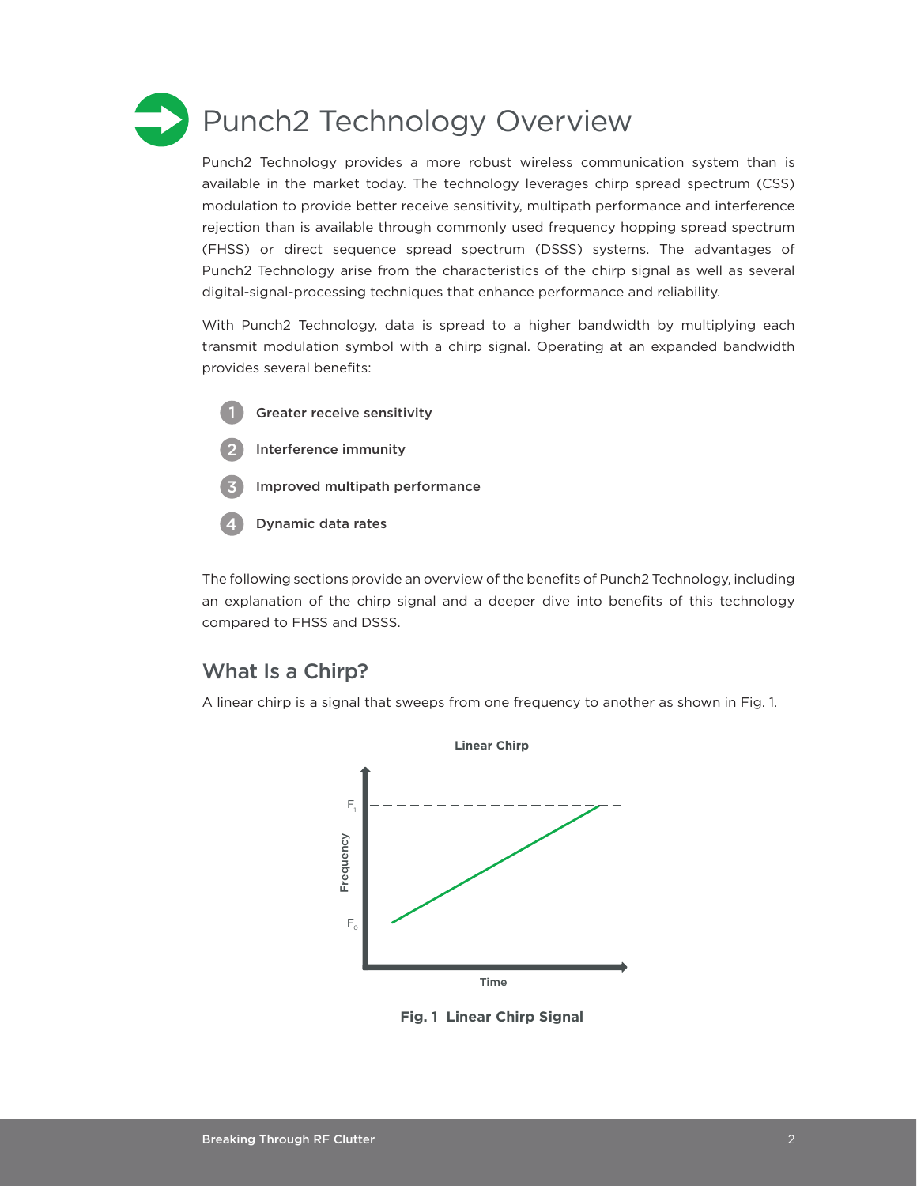# Punch2 Technology Overview

Punch2 Technology provides a more robust wireless communication system than is available in the market today. The technology leverages chirp spread spectrum (CSS) modulation to provide better receive sensitivity, multipath performance and interference rejection than is available through commonly used frequency hopping spread spectrum (FHSS) or direct sequence spread spectrum (DSSS) systems. The advantages of Punch2 Technology arise from the characteristics of the chirp signal as well as several digital-signal-processing techniques that enhance performance and reliability.

With Punch2 Technology, data is spread to a higher bandwidth by multiplying each transmit modulation symbol with a chirp signal. Operating at an expanded bandwidth provides several benefits:

1. **Greater receive sensitivity**
2. **Interference immunity**
3. **Improved multipath performance**
4. **Dynamic data rates**

The following sections provide an overview of the benefits of Punch2 Technology, including an explanation of the chirp signal and a deeper dive into benefits of this technology compared to FHSS and DSSS.

## What Is a Chirp?

A linear chirp is a signal that sweeps from one frequency to another as shown in Fig. 1.

**Fig. 1 Linear Chirp Signal**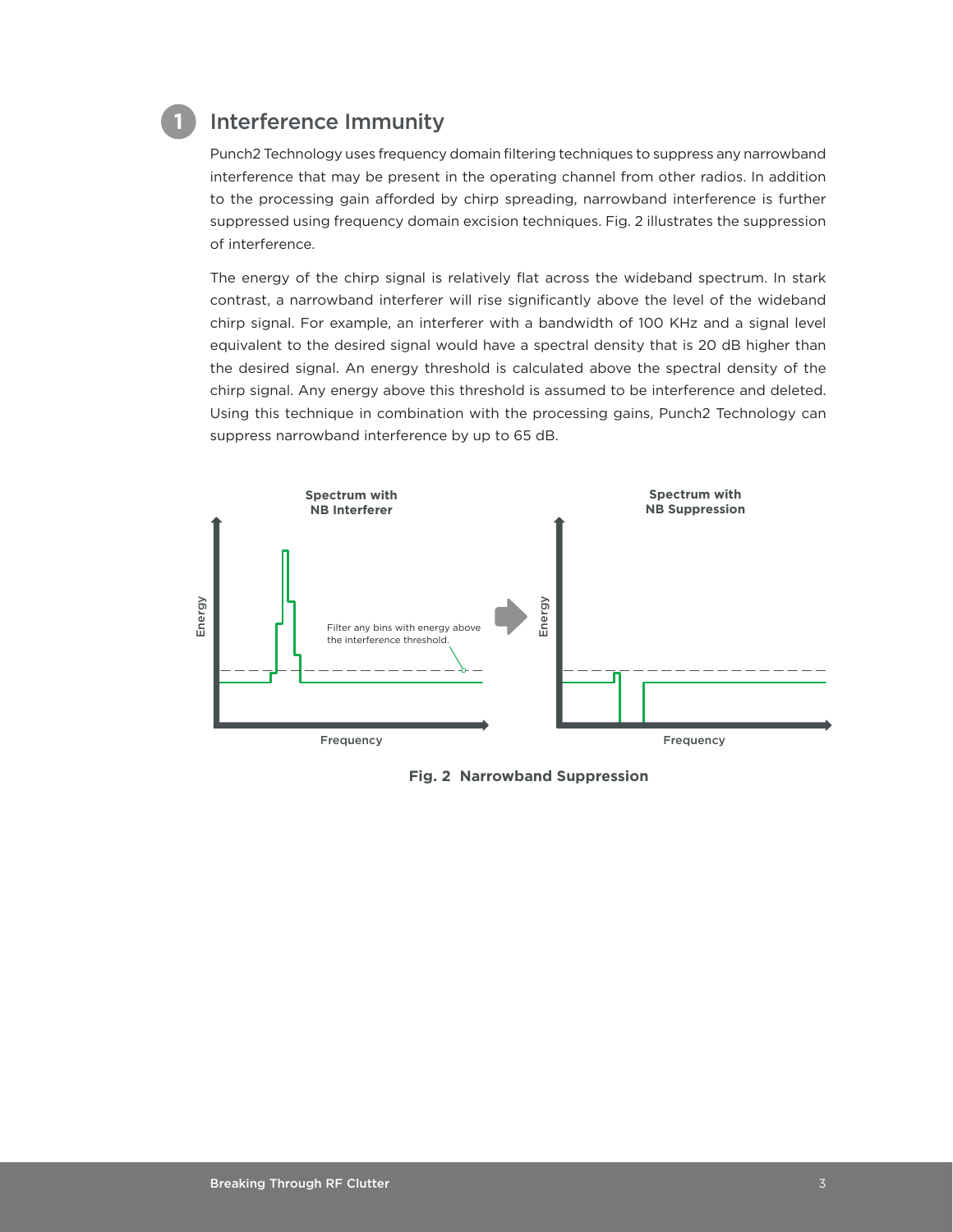## 1 Interference Immunity

Punch2 Technology uses frequency domain filtering techniques to suppress any narrowband interference that may be present in the operating channel from other radios. In addition to the processing gain afforded by chirp spreading, narrowband interference is further suppressed using frequency domain excision techniques. Fig. 2 illustrates the suppression of interference.

The energy of the chirp signal is relatively flat across the wideband spectrum. In stark contrast, a narrowband interferer will rise significantly above the level of the wideband chirp signal. For example, an interferer with a bandwidth of 100 KHz and a signal level equivalent to the desired signal would have a spectral density that is 20 dB higher than the desired signal. An energy threshold is calculated above the spectral density of the chirp signal. Any energy above this threshold is assumed to be interference and deleted. Using this technique in combination with the processing gains, Punch2 Technology can suppress narrowband interference by up to 65 dB.

Spectrum with NB Interferer

Filter any bins with energy above the interference threshold.

Spectrum with NB Suppression

Energy

Frequency

**Fig. 2 Narrowband Suppression**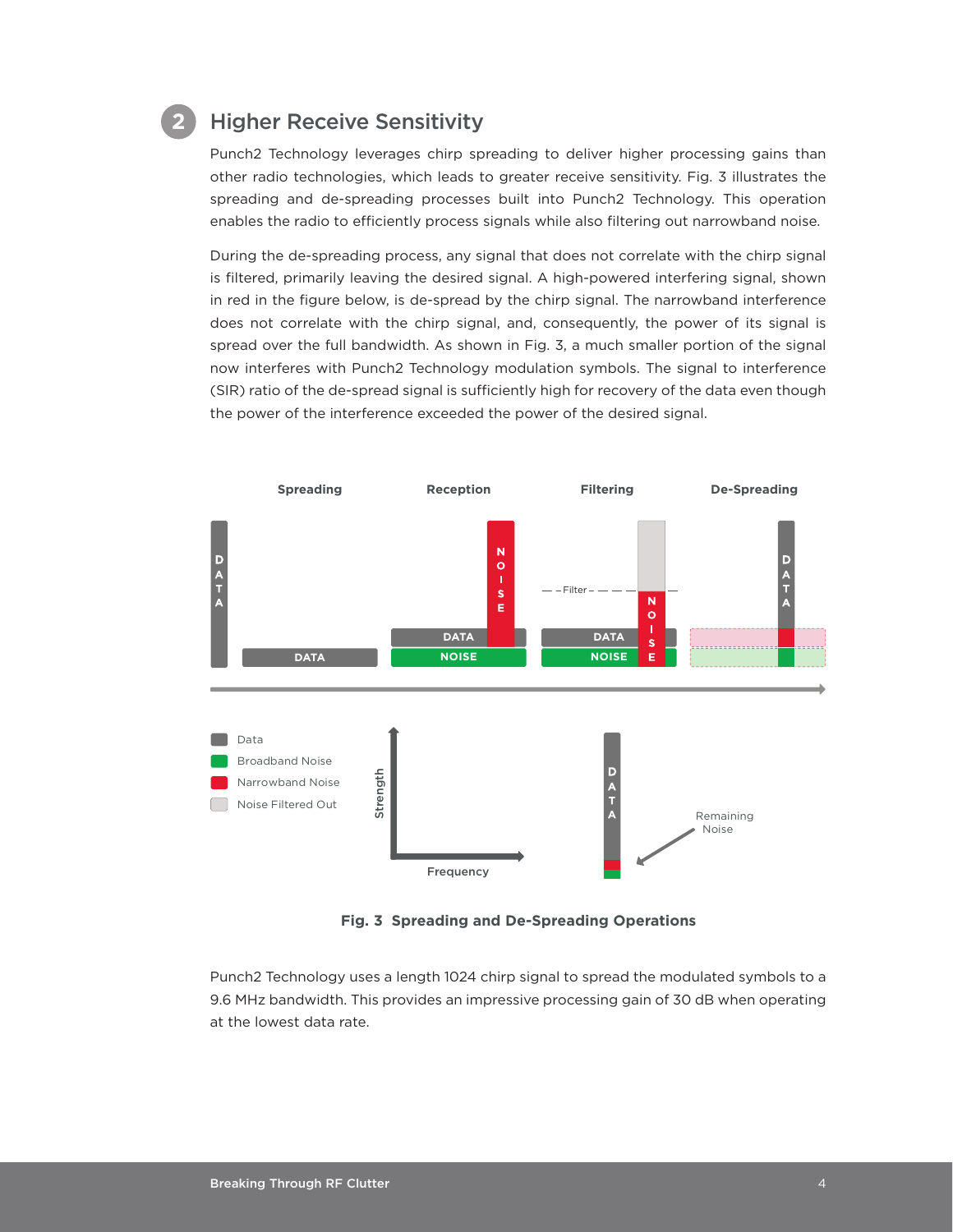## 2 Higher Receive Sensitivity

Punch2 Technology leverages chirp spreading to deliver higher processing gains than other radio technologies, which leads to greater receive sensitivity. Fig. 3 illustrates the spreading and de-spreading processes built into Punch2 Technology. This operation enables the radio to efficiently process signals while also filtering out narrowband noise.

During the de-spreading process, any signal that does not correlate with the chirp signal is filtered, primarily leaving the desired signal. A high-powered interfering signal, shown in red in the figure below, is de-spread by the chirp signal. The narrowband interference does not correlate with the chirp signal, and, consequently, the power of its signal is spread over the full bandwidth. As shown in Fig. 3, a much smaller portion of the signal now interferes with Punch2 Technology modulation symbols. The signal to interference (SIR) ratio of the de-spread signal is sufficiently high for recovery of the data even though the power of the interference exceeded the power of the desired signal.

**Fig. 3 Spreading and De-Spreading Operations**

Punch2 Technology uses a length 1024 chirp signal to spread the modulated symbols to a 9.6 MHz bandwidth. This provides an impressive processing gain of 30 dB when operating at the lowest data rate.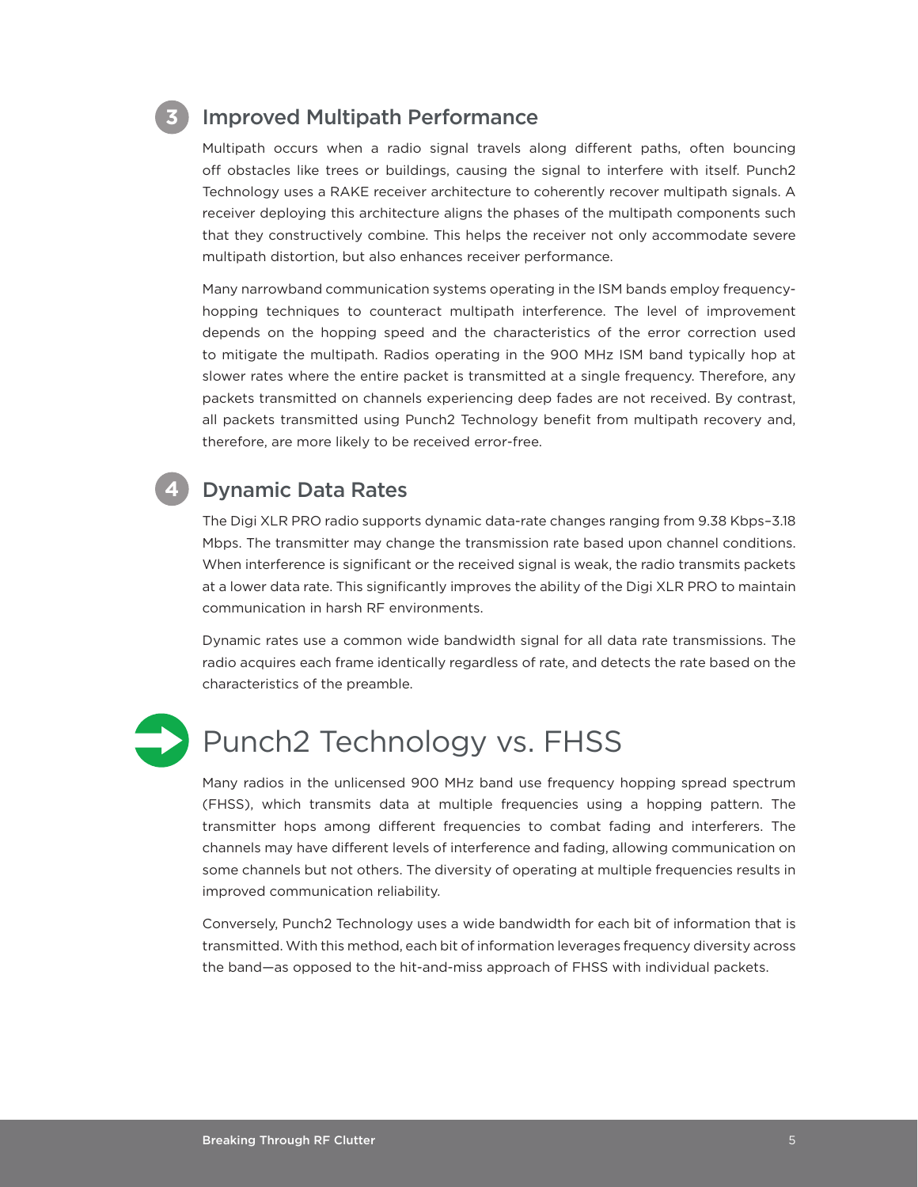### 3 Improved Multipath Performance

Multipath occurs when a radio signal travels along different paths, often bouncing off obstacles like trees or buildings, causing the signal to interfere with itself. Punch2 Technology uses a RAKE receiver architecture to coherently recover multipath signals. A receiver deploying this architecture aligns the phases of the multipath components such that they constructively combine. This helps the receiver not only accommodate severe multipath distortion, but also enhances receiver performance.

Many narrowband communication systems operating in the ISM bands employ frequency-hopping techniques to counteract multipath interference. The level of improvement depends on the hopping speed and the characteristics of the error correction used to mitigate the multipath. Radios operating in the 900 MHz ISM band typically hop at slower rates where the entire packet is transmitted at a single frequency. Therefore, any packets transmitted on channels experiencing deep fades are not received. By contrast, all packets transmitted using Punch2 Technology benefit from multipath recovery and, therefore, are more likely to be received error-free.

### 4 Dynamic Data Rates

The Digi XLR PRO radio supports dynamic data-rate changes ranging from 9.38 Kbps–3.18 Mbps. The transmitter may change the transmission rate based upon channel conditions. When interference is significant or the received signal is weak, the radio transmits packets at a lower data rate. This significantly improves the ability of the Digi XLR PRO to maintain communication in harsh RF environments.

Dynamic rates use a common wide bandwidth signal for all data rate transmissions. The radio acquires each frame identically regardless of rate, and detects the rate based on the characteristics of the preamble.

## Punch2 Technology vs. FHSS

Many radios in the unlicensed 900 MHz band use frequency hopping spread spectrum (FHSS), which transmits data at multiple frequencies using a hopping pattern. The transmitter hops among different frequencies to combat fading and interferers. The channels may have different levels of interference and fading, allowing communication on some channels but not others. The diversity of operating at multiple frequencies results in improved communication reliability.

Conversely, Punch2 Technology uses a wide bandwidth for each bit of information that is transmitted. With this method, each bit of information leverages frequency diversity across the band—as opposed to the hit-and-miss approach of FHSS with individual packets.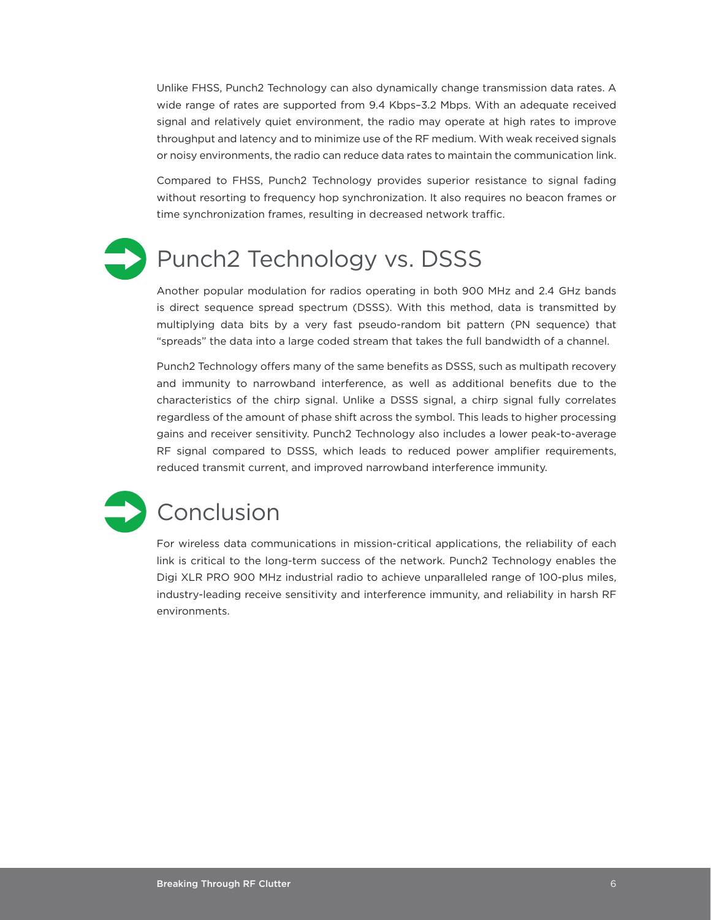Unlike FHSS, Punch2 Technology can also dynamically change transmission data rates. A wide range of rates are supported from 9.4 Kbps–3.2 Mbps. With an adequate received signal and relatively quiet environment, the radio may operate at high rates to improve throughput and latency and to minimize use of the RF medium. With weak received signals or noisy environments, the radio can reduce data rates to maintain the communication link.

Compared to FHSS, Punch2 Technology provides superior resistance to signal fading without resorting to frequency hop synchronization. It also requires no beacon frames or time synchronization frames, resulting in decreased network traffic.

## Punch2 Technology vs. DSSS

Another popular modulation for radios operating in both 900 MHz and 2.4 GHz bands is direct sequence spread spectrum (DSSS). With this method, data is transmitted by multiplying data bits by a very fast pseudo-random bit pattern (PN sequence) that "spreads" the data into a large coded stream that takes the full bandwidth of a channel.

Punch2 Technology offers many of the same benefits as DSSS, such as multipath recovery and immunity to narrowband interference, as well as additional benefits due to the characteristics of the chirp signal. Unlike a DSSS signal, a chirp signal fully correlates regardless of the amount of phase shift across the symbol. This leads to higher processing gains and receiver sensitivity. Punch2 Technology also includes a lower peak-to-average RF signal compared to DSSS, which leads to reduced power amplifier requirements, reduced transmit current, and improved narrowband interference immunity.

## Conclusion

For wireless data communications in mission-critical applications, the reliability of each link is critical to the long-term success of the network. Punch2 Technology enables the Digi XLR PRO 900 MHz industrial radio to achieve unparalleled range of 100-plus miles, industry-leading receive sensitivity and interference immunity, and reliability in harsh RF environments.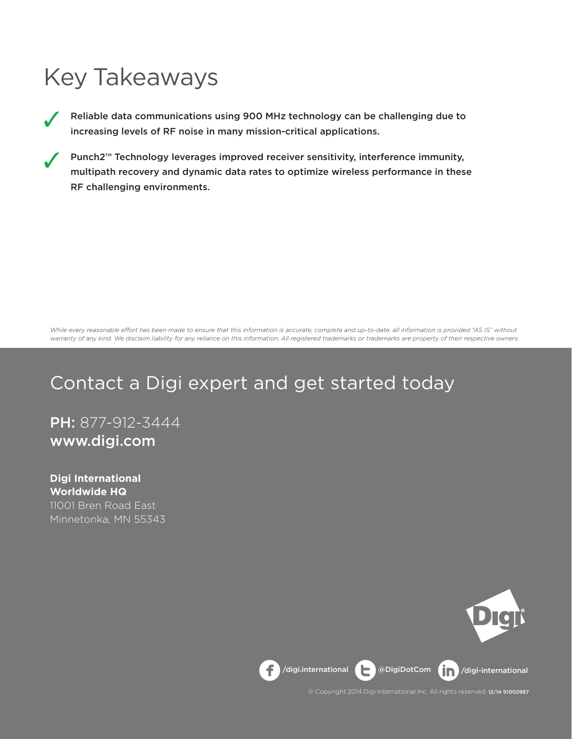# Key Takeaways

- ✓ Reliable data communications using 900 MHz technology can be challenging due to increasing levels of RF noise in many mission-critical applications.
- ✓ Punch2™ Technology leverages improved receiver sensitivity, interference immunity, multipath recovery and dynamic data rates to optimize wireless performance in these RF challenging environments.

*While every reasonable effort has been made to ensure that this information is accurate, complete and up-to-date, all information is provided "AS IS" without warranty of any kind. We disclaim liability for any reliance on this information. All registered trademarks or trademarks are property of their respective owners.*

## Contact a Digi expert and get started today

**PH:** 877-912-3444
**www.digi.com**

**Digi International**
**Worldwide HQ**
11001 Bren Road East
Minnetonka, MN 55343

/digi.international @DigiDotCom /digi-international

© Copyright 2014 Digi International Inc. All rights reserved. 12/14 91002987